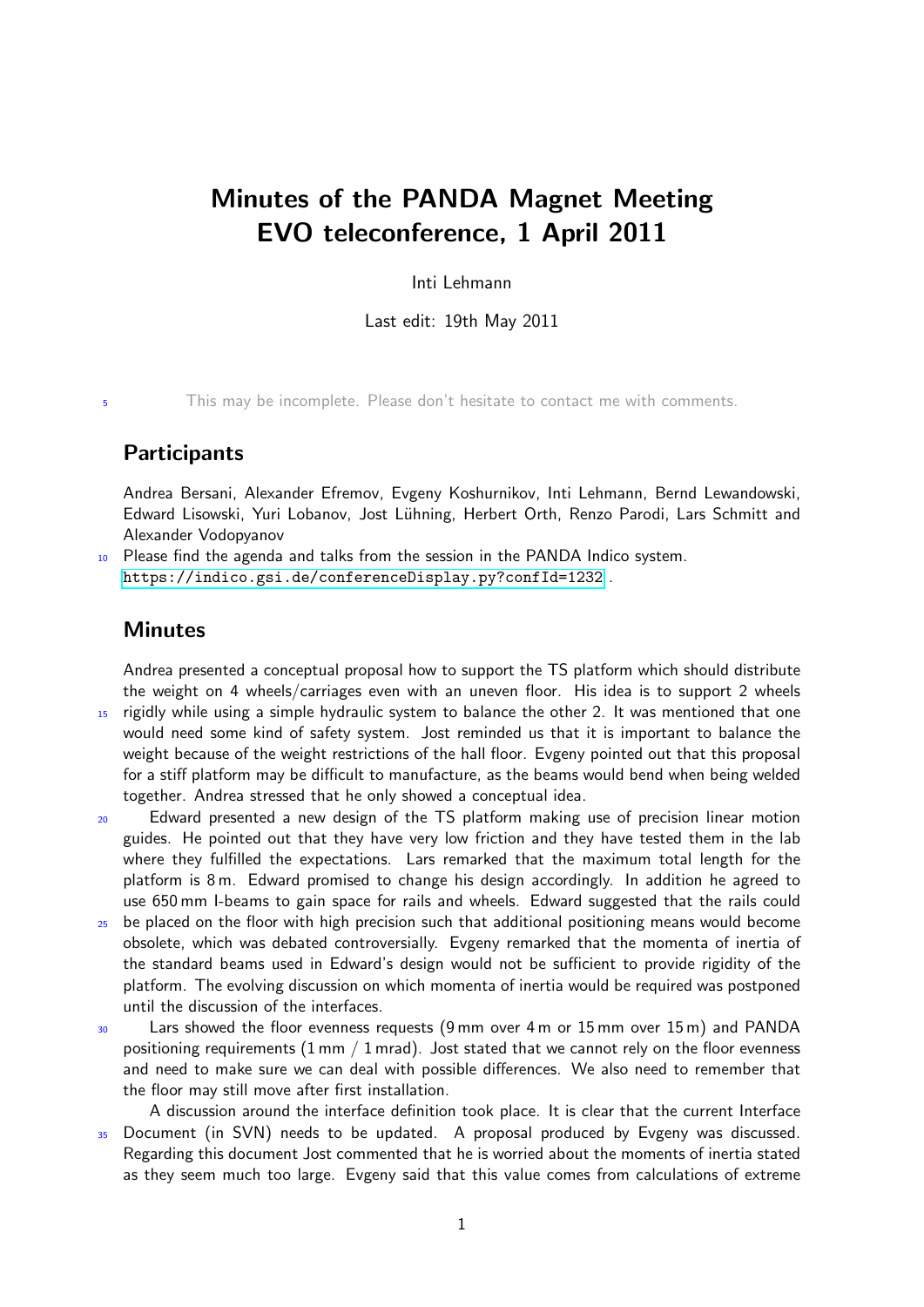# Minutes of the PANDA Magnet Meeting EVO teleconference, 1 April 2011

Inti Lehmann

Last edit: 19th May 2011

This may be incomplete. Please don't hesitate to contact me with comments.

## Participants

Andrea Bersani, Alexander Efremov, Evgeny Koshurnikov, Inti Lehmann, Bernd Lewandowski, Edward Lisowski, Yuri Lobanov, Jost Lühning, Herbert Orth, Renzo Parodi, Lars Schmitt and Alexander Vodopyanov

Please find the agenda and talks from the session in the PANDA Indico system. https://indico.gsi.de/conferenceDisplay.py?confId=1232 .

## Minutes

Andrea presented a conceptual proposal how to support the TS platform which should distribute the weight on 4 wheels/carriages even with an uneven floor. His idea is to support 2 wheels rigidly while using a simple hydraulic system to balance the other 2. It was mentioned that one would need some kind of safety system. Jost reminded us that it is important to balance the weight because of the weight restrictions of the hall floor. Evgeny pointed out that this proposal for a stiff platform may be difficult to manufacture, as the beams would bend when being welded together. Andrea stressed that he only showed a conceptual idea.

Edward presented a new design of the TS platform making use of precision linear motion guides. He pointed out that they have very low friction and they have tested them in the lab where they fulfilled the expectations. Lars remarked that the maximum total length for the platform is 8 m. Edward promised to change his design accordingly. In addition he agreed to use 650 mm I-beams to gain space for rails and wheels. Edward suggested that the rails could be placed on the floor with high precision such that additional positioning means would become obsolete, which was debated controversially. Evgeny remarked that the momenta of inertia of the standard beams used in Edward's design would not be sufficient to provide rigidity of the platform. The evolving discussion on which momenta of inertia would be required was postponed until the discussion of the interfaces.

Lars showed the floor evenness requests (9 mm over 4 m or 15 mm over 15 m) and PANDA positioning requirements (1 mm / 1 mrad). Jost stated that we cannot rely on the floor evenness and need to make sure we can deal with possible differences. We also need to remember that the floor may still move after first installation.

A discussion around the interface definition took place. It is clear that the current Interface Document (in SVN) needs to be updated. A proposal produced by Evgeny was discussed. Regarding this document Jost commented that he is worried about the moments of inertia stated as they seem much too large. Evgeny said that this value comes from calculations of extreme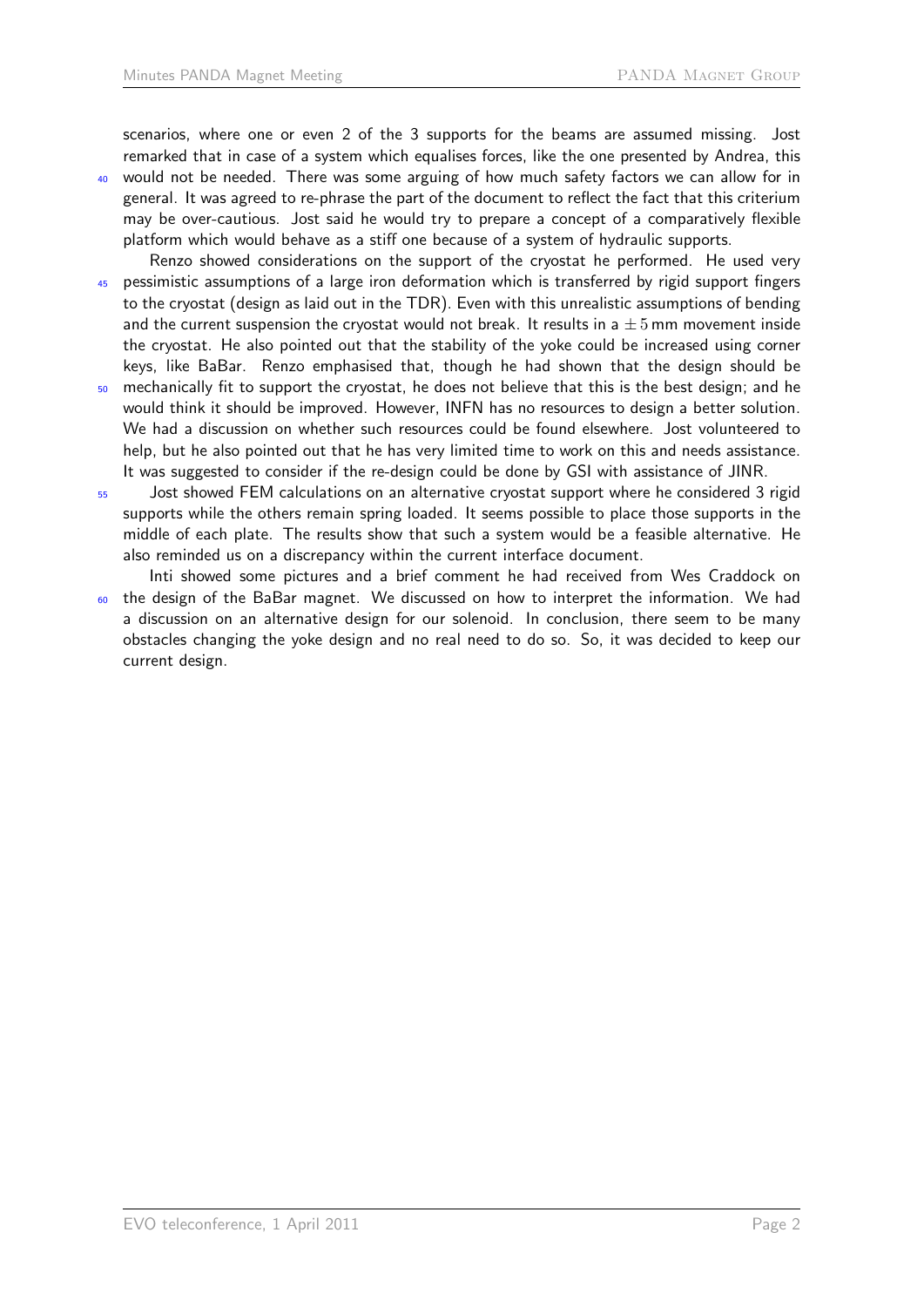scenarios, where one or even 2 of the 3 supports for the beams are assumed missing. Jost remarked that in case of a system which equalises forces, like the one presented by Andrea, this would not be needed. There was some arguing of how much safety factors we can allow for in general. It was agreed to re-phrase the part of the document to reflect the fact that this criterium may be over-cautious. Jost said he would try to prepare a concept of a comparatively flexible platform which would behave as a stiff one because of a system of hydraulic supports.

Renzo showed considerations on the support of the cryostat he performed. He used very pessimistic assumptions of a large iron deformation which is transferred by rigid support fingers to the cryostat (design as laid out in the TDR). Even with this unrealistic assumptions of bending and the current suspension the cryostat would not break. It results in a $\pm 5$ mm movement inside the cryostat. He also pointed out that the stability of the yoke could be increased using corner keys, like BaBar. Renzo emphasised that, though he had shown that the design should be mechanically fit to support the cryostat, he does not believe that this is the best design; and he would think it should be improved. However, INFN has no resources to design a better solution. We had a discussion on whether such resources could be found elsewhere. Jost volunteered to help, but he also pointed out that he has very limited time to work on this and needs assistance. It was suggested to consider if the re-design could be done by GSI with assistance of JINR.

Jost showed FEM calculations on an alternative cryostat support where he considered 3 rigid supports while the others remain spring loaded. It seems possible to place those supports in the middle of each plate. The results show that such a system would be a feasible alternative. He also reminded us on a discrepancy within the current interface document.

Inti showed some pictures and a brief comment he had received from Wes Craddock on the design of the BaBar magnet. We discussed on how to interpret the information. We had a discussion on an alternative design for our solenoid. In conclusion, there seem to be many obstacles changing the yoke design and no real need to do so. So, it was decided to keep our current design.